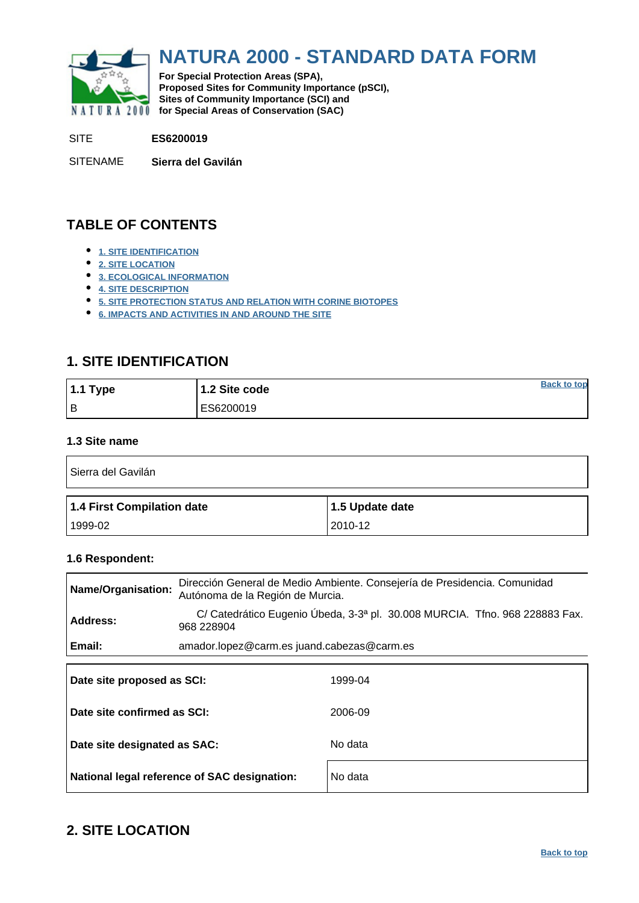# NATURA 2000 - STANDARD DATA FORM

**For Special Protection Areas (SPA),**
**Proposed Sites for Community Importance (pSCI),**
**Sites of Community Importance (SCI) and**
**for Special Areas of Conservation (SAC)**

SITE **ES6200019**

SITENAME **Sierra del Gavilán**

## TABLE OF CONTENTS

- 1. SITE IDENTIFICATION
- 2. SITE LOCATION
- 3. ECOLOGICAL INFORMATION
- 4. SITE DESCRIPTION
- 5. SITE PROTECTION STATUS AND RELATION WITH CORINE BIOTOPES
- 6. IMPACTS AND ACTIVITIES IN AND AROUND THE SITE

## 1. SITE IDENTIFICATION

| 1.1 Type | 1.2 Site code |
|---|---|
| B | ES6200019 |

### 1.3 Site name

| Sierra del Gavilán |
|---|

| 1.4 First Compilation date | 1.5 Update date |
|---|---|
| 1999-02 | 2010-12 |

### 1.6 Respondent:

| | |
|---|---|
| **Name/Organisation:** | Dirección General de Medio Ambiente. Consejería de Presidencia. Comunidad Autónoma de la Región de Murcia. |
| **Address:** | C/ Catedrático Eugenio Úbeda, 3-3ª pl. 30.008 MURCIA. Tfno. 968 228883 Fax. 968 228904 |
| **Email:** | amador.lopez@carm.es juand.cabezas@carm.es |

| | |
|---|---|
| **Date site proposed as SCI:** | 1999-04 |
| **Date site confirmed as SCI:** | 2006-09 |
| **Date site designated as SAC:** | No data |
| **National legal reference of SAC designation:** | No data |

## 2. SITE LOCATION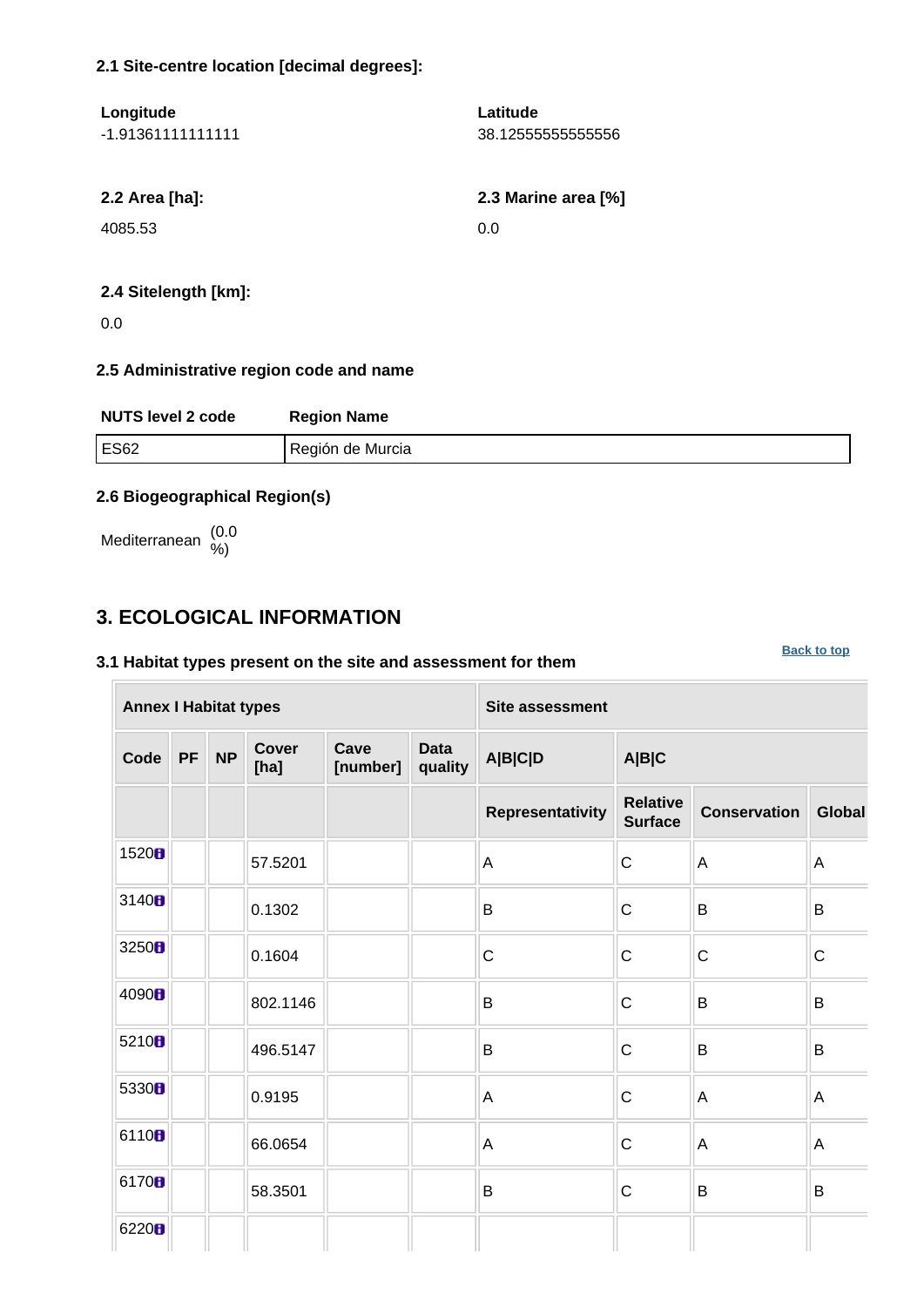### 2.1 Site-centre location [decimal degrees]:

| Longitude | Latitude |
|---|---|
| -1.91361111111111 | 38.1255555555556 |

| 2.2 Area [ha]: | 2.3 Marine area [%] |
|---|---|
| 4085.53 | 0.0 |

**2.4 Sitelength [km]:**

0.0

### 2.5 Administrative region code and name

| NUTS level 2 code | Region Name |
|---|---|
| ES62 | Región de Murcia |

### 2.6 Biogeographical Region(s)

Mediterranean (0.0 %)

## 3. ECOLOGICAL INFORMATION

Back to top

### 3.1 Habitat types present on the site and assessment for them

| Annex I Habitat types | | | | | | Site assessment | | | |
|---|---|---|---|---|---|---|---|---|---|
| Code | PF | NP | Cover [ha] | Cave [number] | Data quality | A\|B\|C\|D | A\|B\|C | | |
| | | | | | | Representativity | Relative Surface | Conservation | Global |
| 1520 | | | 57.5201 | | | A | C | A | A |
| 3140 | | | 0.1302 | | | B | C | B | B |
| 3250 | | | 0.1604 | | | C | C | C | C |
| 4090 | | | 802.1146 | | | B | C | B | B |
| 5210 | | | 496.5147 | | | B | C | B | B |
| 5330 | | | 0.9195 | | | A | C | A | A |
| 6110 | | | 66.0654 | | | A | C | A | A |
| 6170 | | | 58.3501 | | | B | C | B | B |
| 6220 | | | | | | | | | |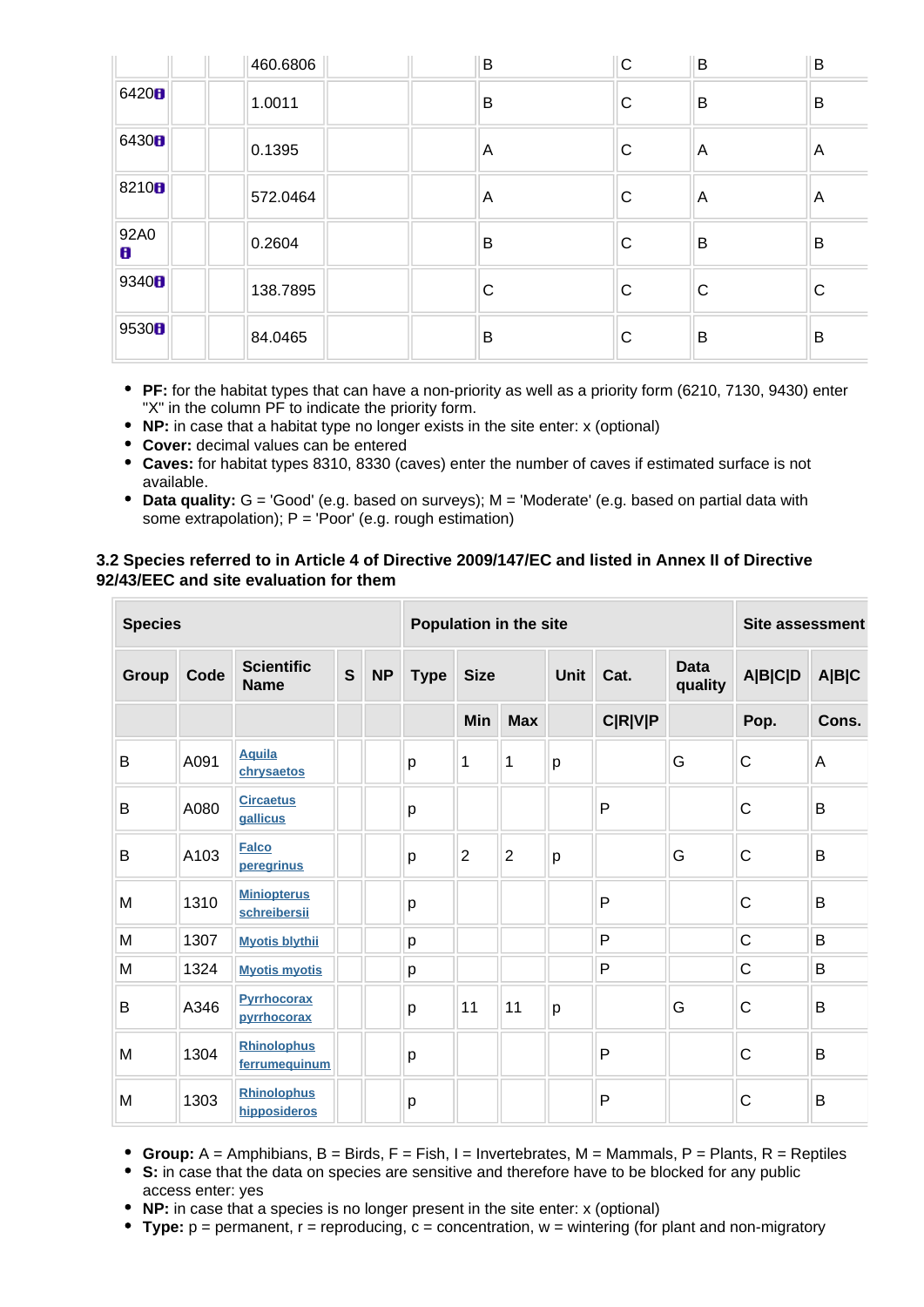| | | | | | | | | | |
|---|---|---|---|---|---|---|---|---|---|
| | | | 460.6806 | | | B | C | B | B |
| 6420 | | | 1.0011 | | | B | C | B | B |
| 6430 | | | 0.1395 | | | A | C | A | A |
| 8210 | | | 572.0464 | | | A | C | A | A |
| 92A0 | | | 0.2604 | | | B | C | B | B |
| 9340 | | | 138.7895 | | | C | C | C | C |
| 9530 | | | 84.0465 | | | B | C | B | B |

- **PF:** for the habitat types that can have a non-priority as well as a priority form (6210, 7130, 9430) enter "X" in the column PF to indicate the priority form.
- **NP:** in case that a habitat type no longer exists in the site enter: x (optional)
- **Cover:** decimal values can be entered
- **Caves:** for habitat types 8310, 8330 (caves) enter the number of caves if estimated surface is not available.
- **Data quality:** G = 'Good' (e.g. based on surveys); M = 'Moderate' (e.g. based on partial data with some extrapolation); P = 'Poor' (e.g. rough estimation)

### 3.2 Species referred to in Article 4 of Directive 2009/147/EC and listed in Annex II of Directive 92/43/EEC and site evaluation for them

| Species | | | | | Population in the site | | | | | | Site assessment | |
|---|---|---|---|---|---|---|---|---|---|---|---|---|
| Group | Code | Scientific Name | S | NP | Type | Size | | Unit | Cat. | Data quality | A\|B\|C\|D | A\|B\|C |
| | | | | | | Min | Max | | C\|R\|V\|P | | Pop. | Cons. |
| B | A091 | Aquila chrysaetos | | | p | 1 | 1 | p | | G | C | A |
| B | A080 | Circaetus gallicus | | | p | | | | P | | C | B |
| B | A103 | Falco peregrinus | | | p | 2 | 2 | p | | G | C | B |
| M | 1310 | Miniopterus schreibersii | | | p | | | | P | | C | B |
| M | 1307 | Myotis blythii | | | p | | | | P | | C | B |
| M | 1324 | Myotis myotis | | | p | | | | P | | C | B |
| B | A346 | Pyrrhocorax pyrrhocorax | | | p | 11 | 11 | p | | G | C | B |
| M | 1304 | Rhinolophus ferrumequinum | | | p | | | | P | | C | B |
| M | 1303 | Rhinolophus hipposideros | | | p | | | | P | | C | B |

- **Group:** A = Amphibians, B = Birds, F = Fish, I = Invertebrates, M = Mammals, P = Plants, R = Reptiles
- **S:** in case that the data on species are sensitive and therefore have to be blocked for any public access enter: yes
- **NP:** in case that a species is no longer present in the site enter: x (optional)
- **Type:** p = permanent, r = reproducing, c = concentration, w = wintering (for plant and non-migratory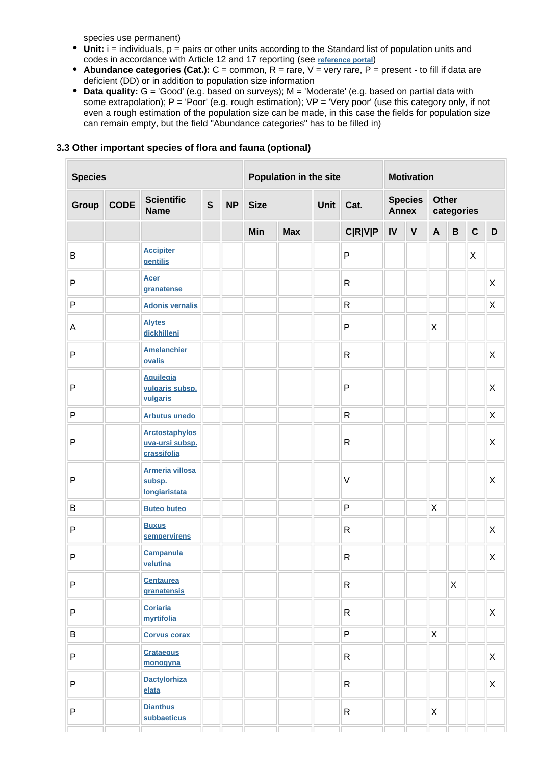species use permanent)

- **Unit:** i = individuals, p = pairs or other units according to the Standard list of population units and codes in accordance with Article 12 and 17 reporting (see reference portal)
- **Abundance categories (Cat.):** C = common, R = rare, V = very rare, P = present - to fill if data are deficient (DD) or in addition to population size information
- **Data quality:** G = 'Good' (e.g. based on surveys); M = 'Moderate' (e.g. based on partial data with some extrapolation); P = 'Poor' (e.g. rough estimation); VP = 'Very poor' (use this category only, if not even a rough estimation of the population size can be made, in this case the fields for population size can remain empty, but the field "Abundance categories" has to be filled in)

### 3.3 Other important species of flora and fauna (optional)

| Species | | | | | Population in the site | | | | Motivation | | | | | |
|---|---|---|---|---|---|---|---|---|---|---|---|---|---|---|
| Group | CODE | Scientific Name | S | NP | Size | | Unit | Cat. | Species Annex | | Other categories | | | |
| | | | | | Min | Max | | C\|R\|V\|P | IV | V | A | B | C | D |
| B | | Accipiter gentilis | | | | | | P | | | | | X | |
| P | | Acer granatense | | | | | | R | | | | | | X |
| P | | Adonis vernalis | | | | | | R | | | | | | X |
| A | | Alytes dickhilleni | | | | | | P | | | X | | | |
| P | | Amelanchier ovalis | | | | | | R | | | | | | X |
| P | | Aquilegia vulgaris subsp. vulgaris | | | | | | P | | | | | | X |
| P | | Arbutus unedo | | | | | | R | | | | | | X |
| P | | Arctostaphylos uva-ursi subsp. crassifolia | | | | | | R | | | | | | X |
| P | | Armeria villosa subsp. longiaristata | | | | | | V | | | | | | X |
| B | | Buteo buteo | | | | | | P | | | X | | | |
| P | | Buxus sempervirens | | | | | | R | | | | | | X |
| P | | Campanula velutina | | | | | | R | | | | | | X |
| P | | Centaurea granatensis | | | | | | R | | | | X | | |
| P | | Coriaria myrtifolia | | | | | | R | | | | | | X |
| B | | Corvus corax | | | | | | P | | | X | | | |
| P | | Crataegus monogyna | | | | | | R | | | | | | X |
| P | | Dactylorhiza elata | | | | | | R | | | | | | X |
| P | | Dianthus subbaeticus | | | | | | R | | | X | | | |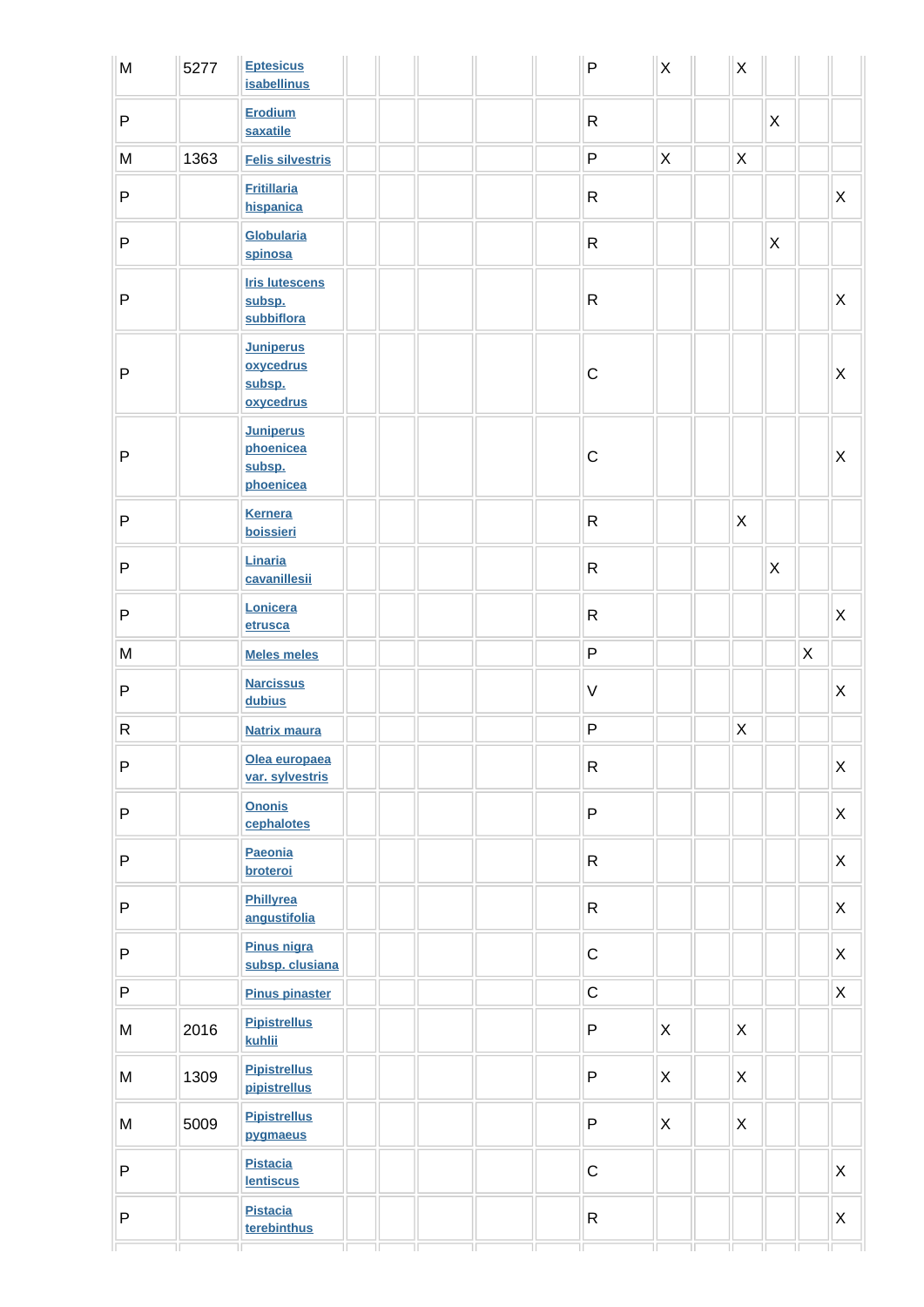| | | | | | | | | | | | | | | |
|---|---|---|---|---|---|---|---|---|---|---|---|---|---|---|
| M | 5277 | Eptesicus isabellinus | | | | | | P | X | | X | | | |
| P | | Erodium saxatile | | | | | | R | | | | X | | |
| M | 1363 | Felis silvestris | | | | | | P | X | | X | | | |
| P | | Fritillaria hispanica | | | | | | R | | | | | | X |
| P | | Globularia spinosa | | | | | | R | | | | X | | |
| P | | Iris lutescens subsp. subbiflora | | | | | | R | | | | | | X |
| P | | Juniperus oxycedrus subsp. oxycedrus | | | | | | C | | | | | | X |
| P | | Juniperus phoenicea subsp. phoenicea | | | | | | C | | | | | | X |
| P | | Kernera boissieri | | | | | | R | | | X | | | |
| P | | Linaria cavanillesii | | | | | | R | | | | X | | |
| P | | Lonicera etrusca | | | | | | R | | | | | | X |
| M | | Meles meles | | | | | | P | | | | | X | |
| P | | Narcissus dubius | | | | | | V | | | | | | X |
| R | | Natrix maura | | | | | | P | | | X | | | |
| P | | Olea europaea var. sylvestris | | | | | | R | | | | | | X |
| P | | Ononis cephalotes | | | | | | P | | | | | | X |
| P | | Paeonia broteroi | | | | | | R | | | | | | X |
| P | | Phillyrea angustifolia | | | | | | R | | | | | | X |
| P | | Pinus nigra subsp. clusiana | | | | | | C | | | | | | X |
| P | | Pinus pinaster | | | | | | C | | | | | | X |
| M | 2016 | Pipistrellus kuhlii | | | | | | P | X | | X | | | |
| M | 1309 | Pipistrellus pipistrellus | | | | | | P | X | | X | | | |
| M | 5009 | Pipistrellus pygmaeus | | | | | | P | X | | X | | | |
| P | | Pistacia lentiscus | | | | | | C | | | | | | X |
| P | | Pistacia terebinthus | | | | | | R | | | | | | X |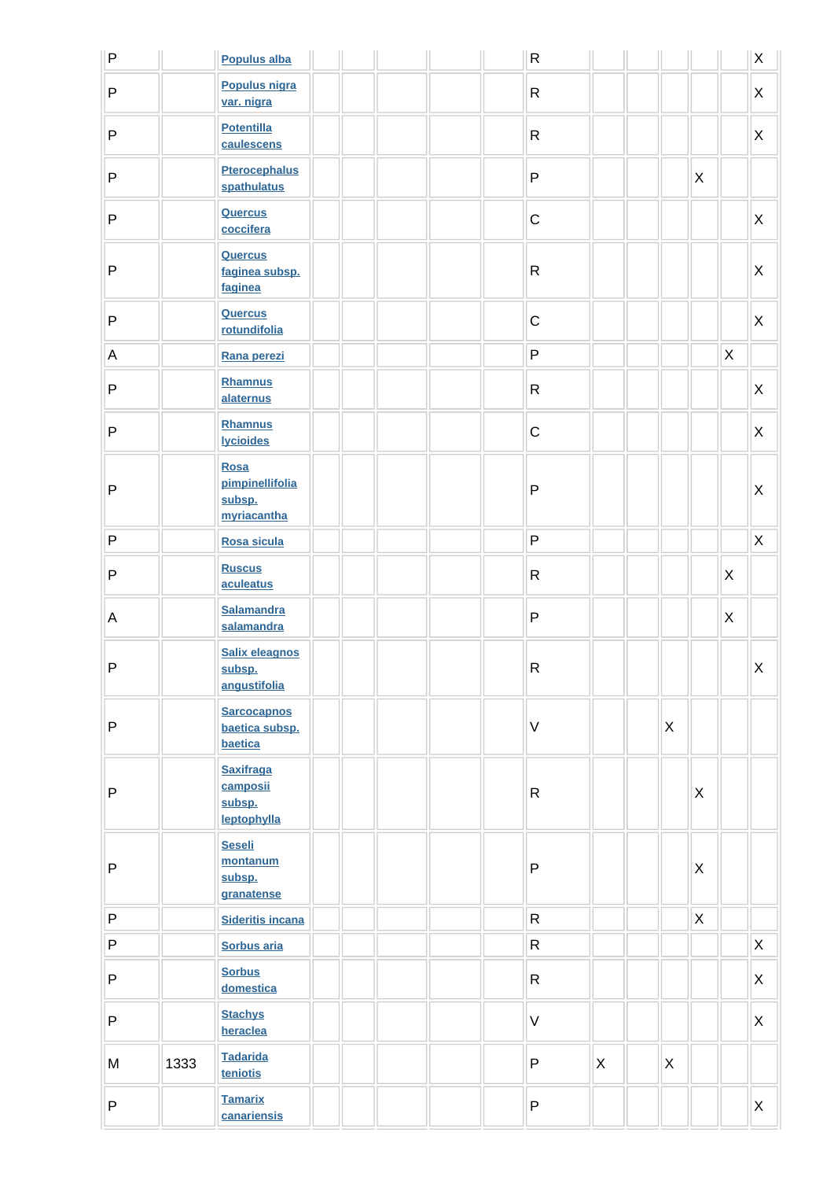| | | | | | | | | | | | | | | |
|---|---|---|---|---|---|---|---|---|---|---|---|---|---|---|
| P | | Populus alba | | | | | | R | | | | | | X |
| P | | Populus nigra var. nigra | | | | | | R | | | | | | X |
| P | | Potentilla caulescens | | | | | | R | | | | | | X |
| P | | Pterocephalus spathulatus | | | | | | P | | | | X | | |
| P | | Quercus coccifera | | | | | | C | | | | | | X |
| P | | Quercus faginea subsp. faginea | | | | | | R | | | | | | X |
| P | | Quercus rotundifolia | | | | | | C | | | | | | X |
| A | | Rana perezi | | | | | | P | | | | | X | |
| P | | Rhamnus alaternus | | | | | | R | | | | | | X |
| P | | Rhamnus lycioides | | | | | | C | | | | | | X |
| P | | Rosa pimpinellifolia subsp. myriacantha | | | | | | P | | | | | | X |
| P | | Rosa sicula | | | | | | P | | | | | | X |
| P | | Ruscus aculeatus | | | | | | R | | | | | X | |
| A | | Salamandra salamandra | | | | | | P | | | | | X | |
| P | | Salix eleagnos subsp. angustifolia | | | | | | R | | | | | | X |
| P | | Sarcocapnos baetica subsp. baetica | | | | | | V | | | X | | | |
| P | | Saxifraga camposii subsp. leptophylla | | | | | | R | | | | X | | |
| P | | Seseli montanum subsp. granatense | | | | | | P | | | | X | | |
| P | | Sideritis incana | | | | | | R | | | | X | | |
| P | | Sorbus aria | | | | | | R | | | | | | X |
| P | | Sorbus domestica | | | | | | R | | | | | | X |
| P | | Stachys heraclea | | | | | | V | | | | | | X |
| M | 1333 | Tadarida teniotis | | | | | | P | X | | X | | | |
| P | | Tamarix canariensis | | | | | | P | | | | | | X |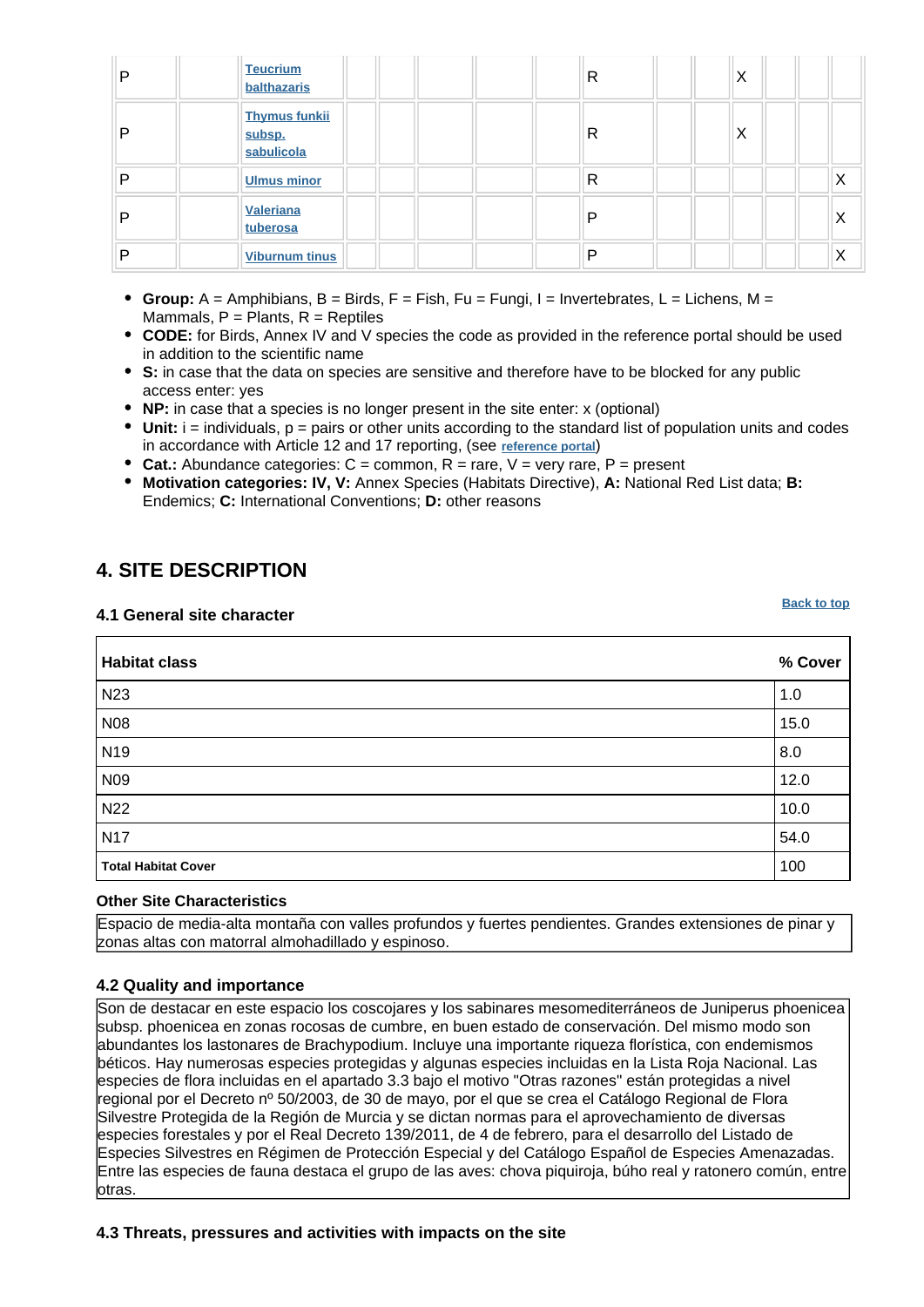| P | | Teucrium balthazaris | | | | | | R | | | X | | | |
|---|---|---|---|---|---|---|---|---|---|---|---|---|---|---|
| P | | Thymus funkii subsp. sabulicola | | | | | | R | | | X | | | |
| P | | Ulmus minor | | | | | | R | | | | | | X |
| P | | Valeriana tuberosa | | | | | | P | | | | | | X |
| P | | Viburnum tinus | | | | | | P | | | | | | X |

- **Group:** A = Amphibians, B = Birds, F = Fish, Fu = Fungi, I = Invertebrates, L = Lichens, M = Mammals, P = Plants, R = Reptiles
- **CODE:** for Birds, Annex IV and V species the code as provided in the reference portal should be used in addition to the scientific name
- **S:** in case that the data on species are sensitive and therefore have to be blocked for any public access enter: yes
- **NP:** in case that a species is no longer present in the site enter: x (optional)
- **Unit:** i = individuals, p = pairs or other units according to the standard list of population units and codes in accordance with Article 12 and 17 reporting, (see reference portal)
- **Cat.:** Abundance categories: C = common, R = rare, V = very rare, P = present
- **Motivation categories: IV, V:** Annex Species (Habitats Directive), **A:** National Red List data; **B:** Endemics; **C:** International Conventions; **D:** other reasons

## 4. SITE DESCRIPTION

### 4.1 General site character

Back to top

| Habitat class | % Cover |
|---|---|
| N23 | 1.0 |
| N08 | 15.0 |
| N19 | 8.0 |
| N09 | 12.0 |
| N22 | 10.0 |
| N17 | 54.0 |
| **Total Habitat Cover** | 100 |

**Other Site Characteristics**

Espacio de media-alta montaña con valles profundos y fuertes pendientes. Grandes extensiones de pinar y zonas altas con matorral almohadillado y espinoso.

### 4.2 Quality and importance

Son de destacar en este espacio los coscojares y los sabinares mesomediterráneos de Juniperus phoenicea subsp. phoenicea en zonas rocosas de cumbre, en buen estado de conservación. Del mismo modo son abundantes los lastonares de Brachypodium. Incluye una importante riqueza florística, con endemismos béticos. Hay numerosas especies protegidas y algunas especies incluidas en la Lista Roja Nacional. Las especies de flora incluidas en el apartado 3.3 bajo el motivo "Otras razones" están protegidas a nivel regional por el Decreto nº 50/2003, de 30 de mayo, por el que se crea el Catálogo Regional de Flora Silvestre Protegida de la Región de Murcia y se dictan normas para el aprovechamiento de diversas especies forestales y por el Real Decreto 139/2011, de 4 de febrero, para el desarrollo del Listado de Especies Silvestres en Régimen de Protección Especial y del Catálogo Español de Especies Amenazadas. Entre las especies de fauna destaca el grupo de las aves: chova piquiroja, búho real y ratonero común, entre otras.

### 4.3 Threats, pressures and activities with impacts on the site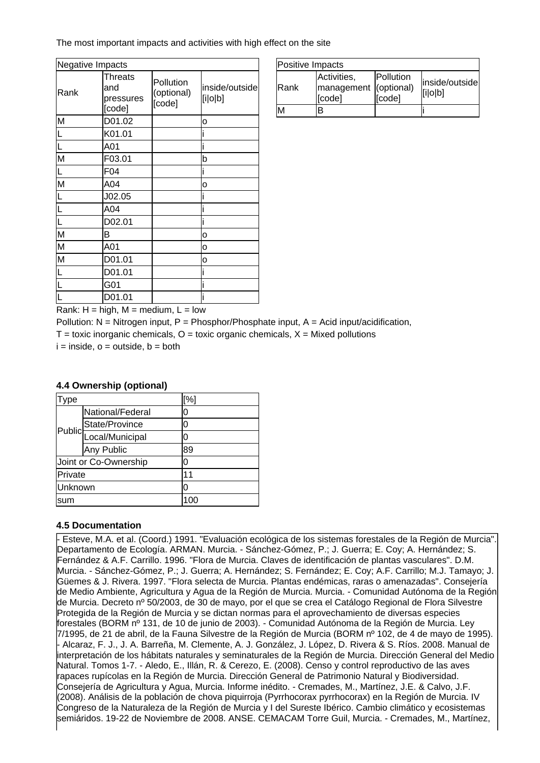The most important impacts and activities with high effect on the site

| Negative Impacts | | | |
|---|---|---|---|
| Rank | Threats and pressures [code] | Pollution (optional) [code] | inside/outside [i\|o\|b] |
| M | D01.02 | | o |
| L | K01.01 | | i |
| L | A01 | | i |
| M | F03.01 | | b |
| L | F04 | | i |
| M | A04 | | o |
| L | J02.05 | | i |
| L | A04 | | i |
| L | D02.01 | | i |
| M | B | | o |
| M | A01 | | o |
| M | D01.01 | | o |
| L | D01.01 | | i |
| L | G01 | | i |
| L | D01.01 | | i |

| Positive Impacts | | | |
|---|---|---|---|
| Rank | Activities, management [code] | Pollution (optional) [code] | inside/outside [i\|o\|b] |
| M | B | | i |

Rank: H = high, M = medium, L = low

Pollution: N = Nitrogen input, P = Phosphor/Phosphate input, A = Acid input/acidification,

T = toxic inorganic chemicals, O = toxic organic chemicals, X = Mixed pollutions

i = inside, o = outside, b = both

#### 4.4 Ownership (optional)

| Type | | [%] |
|---|---|---|
| Public | National/Federal | 0 |
| | State/Province | 0 |
| | Local/Municipal | 0 |
| | Any Public | 89 |
| Joint or Co-Ownership | | 0 |
| Private | | 11 |
| Unknown | | 0 |
| sum | | 100 |

#### 4.5 Documentation

- Esteve, M.A. et al. (Coord.) 1991. "Evaluación ecológica de los sistemas forestales de la Región de Murcia". Departamento de Ecología. ARMAN. Murcia. - Sánchez-Gómez, P.; J. Guerra; E. Coy; A. Hernández; S. Fernández & A.F. Carrillo. 1996. "Flora de Murcia. Claves de identificación de plantas vasculares". D.M. Murcia. - Sánchez-Gómez, P.; J. Guerra; A. Hernández; S. Fernández; E. Coy; A.F. Carrillo; M.J. Tamayo; J. Güemes & J. Rivera. 1997. "Flora selecta de Murcia. Plantas endémicas, raras o amenazadas". Consejería de Medio Ambiente, Agricultura y Agua de la Región de Murcia. Murcia. - Comunidad Autónoma de la Región de Murcia. Decreto nº 50/2003, de 30 de mayo, por el que se crea el Catálogo Regional de Flora Silvestre Protegida de la Región de Murcia y se dictan normas para el aprovechamiento de diversas especies forestales (BORM nº 131, de 10 de junio de 2003). - Comunidad Autónoma de la Región de Murcia. Ley 7/1995, de 21 de abril, de la Fauna Silvestre de la Región de Murcia (BORM nº 102, de 4 de mayo de 1995). - Alcaraz, F. J., J. A. Barreña, M. Clemente, A. J. González, J. López, D. Rivera & S. Ríos. 2008. Manual de interpretación de los hábitats naturales y seminaturales de la Región de Murcia. Dirección General del Medio Natural. Tomos 1-7. - Aledo, E., Illán, R. & Cerezo, E. (2008). Censo y control reproductivo de las aves rapaces rupícolas en la Región de Murcia. Dirección General de Patrimonio Natural y Biodiversidad. Consejería de Agricultura y Agua, Murcia. Informe inédito. - Cremades, M., Martínez, J.E. & Calvo, J.F. (2008). Análisis de la población de chova piquirroja (Pyrrhocorax pyrrhocorax) en la Región de Murcia. IV Congreso de la Naturaleza de la Región de Murcia y I del Sureste Ibérico. Cambio climático y ecosistemas semiáridos. 19-22 de Noviembre de 2008. ANSE. CEMACAM Torre Guil, Murcia. - Cremades, M., Martínez,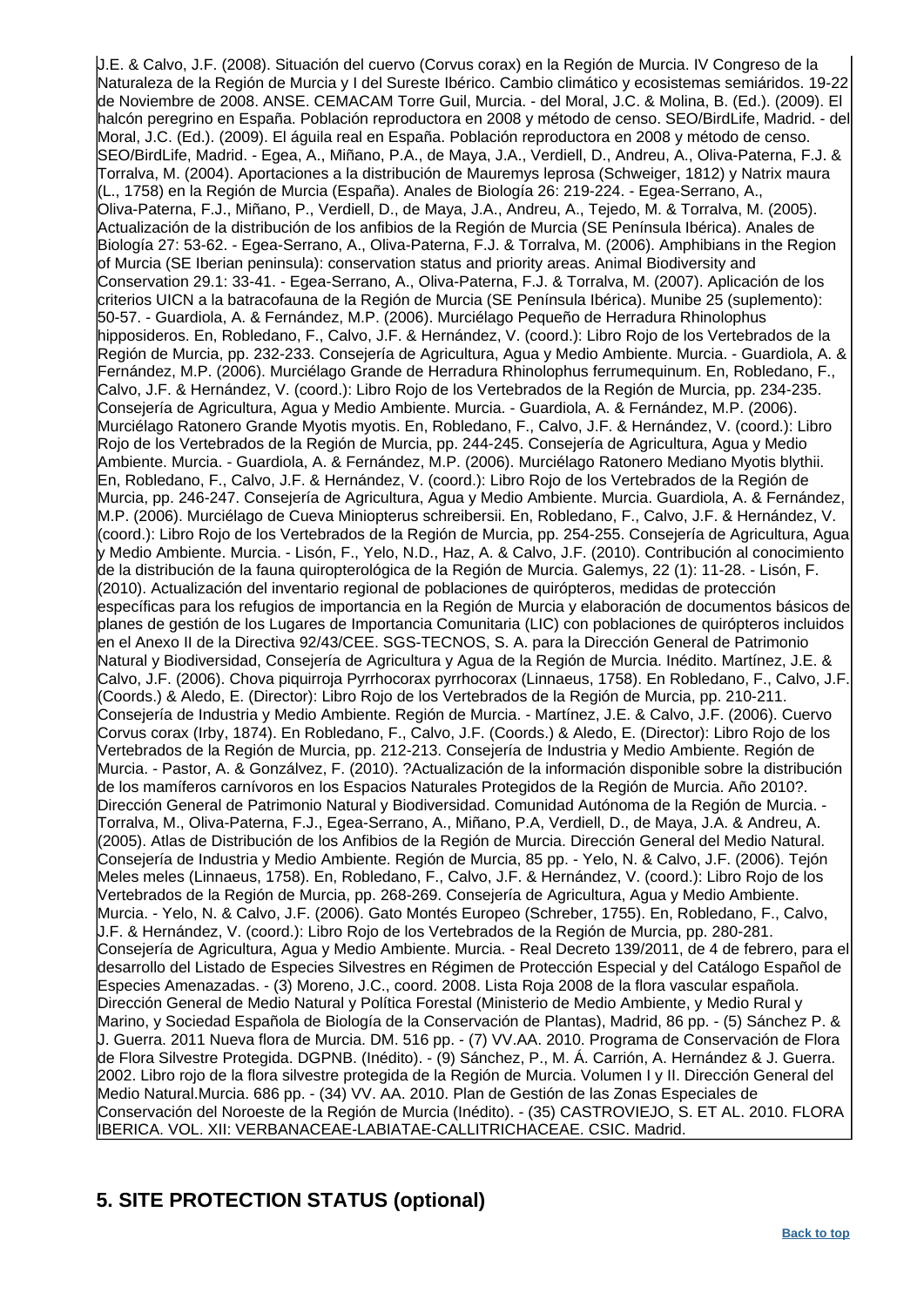J.E. & Calvo, J.F. (2008). Situación del cuervo (Corvus corax) en la Región de Murcia. IV Congreso de la Naturaleza de la Región de Murcia y I del Sureste Ibérico. Cambio climático y ecosistemas semiáridos. 19-22 de Noviembre de 2008. ANSE. CEMACAM Torre Guil, Murcia. - del Moral, J.C. & Molina, B. (Ed.). (2009). El halcón peregrino en España. Población reproductora en 2008 y método de censo. SEO/BirdLife, Madrid. - del Moral, J.C. (Ed.). (2009). El águila real en España. Población reproductora en 2008 y método de censo. SEO/BirdLife, Madrid. - Egea, A., Miñano, P.A., de Maya, J.A., Verdiell, D., Andreu, A., Oliva-Paterna, F.J. & Torralva, M. (2004). Aportaciones a la distribución de Mauremys leprosa (Schweiger, 1812) y Natrix maura (L., 1758) en la Región de Murcia (España). Anales de Biología 26: 219-224. - Egea-Serrano, A., Oliva-Paterna, F.J., Miñano, P., Verdiell, D., de Maya, J.A., Andreu, A., Tejedo, M. & Torralva, M. (2005). Actualización de la distribución de los anfibios de la Región de Murcia (SE Península Ibérica). Anales de Biología 27: 53-62. - Egea-Serrano, A., Oliva-Paterna, F.J. & Torralva, M. (2006). Amphibians in the Region of Murcia (SE Iberian peninsula): conservation status and priority areas. Animal Biodiversity and Conservation 29.1: 33-41. - Egea-Serrano, A., Oliva-Paterna, F.J. & Torralva, M. (2007). Aplicación de los criterios UICN a la batracofauna de la Región de Murcia (SE Península Ibérica). Munibe 25 (suplemento): 50-57. - Guardiola, A. & Fernández, M.P. (2006). Murciélago Pequeño de Herradura Rhinolophus hipposideros. En, Robledano, F., Calvo, J.F. & Hernández, V. (coord.): Libro Rojo de los Vertebrados de la Región de Murcia, pp. 232-233. Consejería de Agricultura, Agua y Medio Ambiente. Murcia. - Guardiola, A. & Fernández, M.P. (2006). Murciélago Grande de Herradura Rhinolophus ferrumequinum. En, Robledano, F., Calvo, J.F. & Hernández, V. (coord.): Libro Rojo de los Vertebrados de la Región de Murcia, pp. 234-235. Consejería de Agricultura, Agua y Medio Ambiente. Murcia. - Guardiola, A. & Fernández, M.P. (2006). Murciélago Ratonero Grande Myotis myotis. En, Robledano, F., Calvo, J.F. & Hernández, V. (coord.): Libro Rojo de los Vertebrados de la Región de Murcia, pp. 244-245. Consejería de Agricultura, Agua y Medio Ambiente. Murcia. - Guardiola, A. & Fernández, M.P. (2006). Murciélago Ratonero Mediano Myotis blythii. En, Robledano, F., Calvo, J.F. & Hernández, V. (coord.): Libro Rojo de los Vertebrados de la Región de Murcia, pp. 246-247. Consejería de Agricultura, Agua y Medio Ambiente. Murcia. Guardiola, A. & Fernández, M.P. (2006). Murciélago de Cueva Miniopterus schreibersii. En, Robledano, F., Calvo, J.F. & Hernández, V. (coord.): Libro Rojo de los Vertebrados de la Región de Murcia, pp. 254-255. Consejería de Agricultura, Agua y Medio Ambiente. Murcia. - Lisón, F., Yelo, N.D., Haz, A. & Calvo, J.F. (2010). Contribución al conocimiento de la distribución de la fauna quiropterológica de la Región de Murcia. Galemys, 22 (1): 11-28. - Lisón, F. (2010). Actualización del inventario regional de poblaciones de quirópteros, medidas de protección específicas para los refugios de importancia en la Región de Murcia y elaboración de documentos básicos de planes de gestión de los Lugares de Importancia Comunitaria (LIC) con poblaciones de quirópteros incluidos en el Anexo II de la Directiva 92/43/CEE. SGS-TECNOS, S. A. para la Dirección General de Patrimonio Natural y Biodiversidad, Consejería de Agricultura y Agua de la Región de Murcia. Inédito. Martínez, J.E. & Calvo, J.F. (2006). Chova piquirroja Pyrrhocorax pyrrhocorax (Linnaeus, 1758). En Robledano, F., Calvo, J.F. (Coords.) & Aledo, E. (Director): Libro Rojo de los Vertebrados de la Región de Murcia, pp. 210-211. Consejería de Industria y Medio Ambiente. Región de Murcia. - Martínez, J.E. & Calvo, J.F. (2006). Cuervo Corvus corax (Irby, 1874). En Robledano, F., Calvo, J.F. (Coords.) & Aledo, E. (Director): Libro Rojo de los Vertebrados de la Región de Murcia, pp. 212-213. Consejería de Industria y Medio Ambiente. Región de Murcia. - Pastor, A. & Gonzálvez, F. (2010). ?Actualización de la información disponible sobre la distribución de los mamíferos carnívoros en los Espacios Naturales Protegidos de la Región de Murcia. Año 2010?. Dirección General de Patrimonio Natural y Biodiversidad. Comunidad Autónoma de la Región de Murcia. - Torralva, M., Oliva-Paterna, F.J., Egea-Serrano, A., Miñano, P.A, Verdiell, D., de Maya, J.A. & Andreu, A. (2005). Atlas de Distribución de los Anfibios de la Región de Murcia. Dirección General del Medio Natural. Consejería de Industria y Medio Ambiente. Región de Murcia, 85 pp. - Yelo, N. & Calvo, J.F. (2006). Tejón Meles meles (Linnaeus, 1758). En, Robledano, F., Calvo, J.F. & Hernández, V. (coord.): Libro Rojo de los Vertebrados de la Región de Murcia, pp. 268-269. Consejería de Agricultura, Agua y Medio Ambiente. Murcia. - Yelo, N. & Calvo, J.F. (2006). Gato Montés Europeo (Schreber, 1755). En, Robledano, F., Calvo, J.F. & Hernández, V. (coord.): Libro Rojo de los Vertebrados de la Región de Murcia, pp. 280-281. Consejería de Agricultura, Agua y Medio Ambiente. Murcia. - Real Decreto 139/2011, de 4 de febrero, para el desarrollo del Listado de Especies Silvestres en Régimen de Protección Especial y del Catálogo Español de Especies Amenazadas. - (3) Moreno, J.C., coord. 2008. Lista Roja 2008 de la flora vascular española. Dirección General de Medio Natural y Política Forestal (Ministerio de Medio Ambiente, y Medio Rural y Marino, y Sociedad Española de Biología de la Conservación de Plantas), Madrid, 86 pp. - (5) Sánchez P. & J. Guerra. 2011 Nueva flora de Murcia. DM. 516 pp. - (7) VV.AA. 2010. Programa de Conservación de Flora de Flora Silvestre Protegida. DGPNB. (Inédito). - (9) Sánchez, P., M. Á. Carrión, A. Hernández & J. Guerra. 2002. Libro rojo de la flora silvestre protegida de la Región de Murcia. Volumen I y II. Dirección General del Medio Natural.Murcia. 686 pp. - (34) VV. AA. 2010. Plan de Gestión de las Zonas Especiales de Conservación del Noroeste de la Región de Murcia (Inédito). - (35) CASTROVIEJO, S. ET AL. 2010. FLORA IBERICA. VOL. XII: VERBANACEAE-LABIATAE-CALLITRICHACEAE. CSIC. Madrid.

## 5. SITE PROTECTION STATUS (optional)

Back to top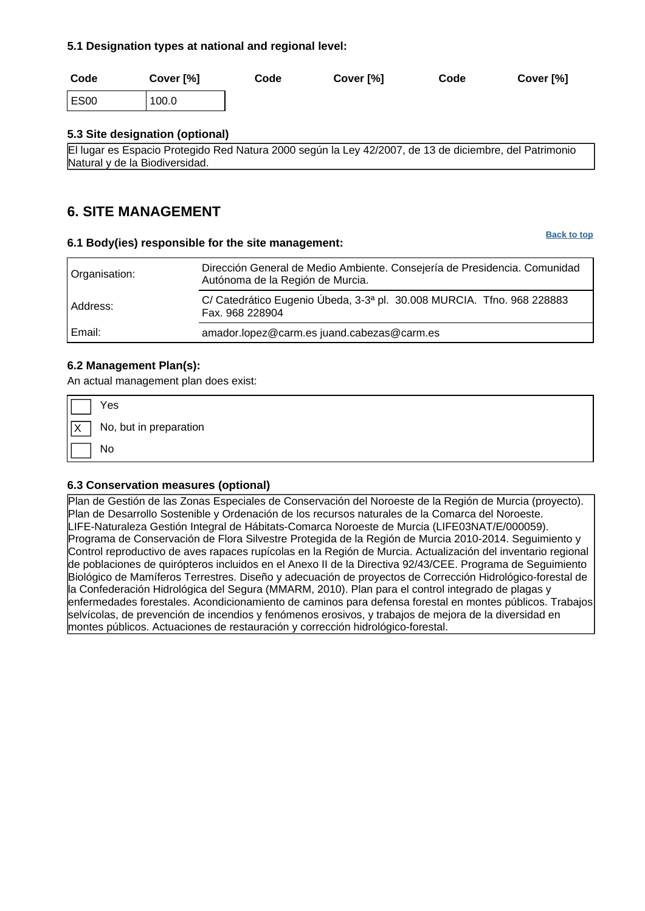**5.1 Designation types at national and regional level:**

| Code | Cover [%] | Code | Cover [%] | Code | Cover [%] |
|---|---|---|---|---|---|
| ES00 | 100.0 | | | | |

**5.3 Site designation (optional)**

El lugar es Espacio Protegido Red Natura 2000 según la Ley 42/2007, de 13 de diciembre, del Patrimonio Natural y de la Biodiversidad.

## 6. SITE MANAGEMENT

Back to top

**6.1 Body(ies) responsible for the site management:**

| | |
|---|---|
| Organisation: | Dirección General de Medio Ambiente. Consejería de Presidencia. Comunidad Autónoma de la Región de Murcia. |
| Address: | C/ Catedrático Eugenio Úbeda, 3-3ª pl. 30.008 MURCIA. Tfno. 968 228883 Fax. 968 228904 |
| Email: | amador.lopez@carm.es juand.cabezas@carm.es |

**6.2 Management Plan(s):**

An actual management plan does exist:

| | |
|---|---|
| | Yes |
| X | No, but in preparation |
| | No |

**6.3 Conservation measures (optional)**

Plan de Gestión de las Zonas Especiales de Conservación del Noroeste de la Región de Murcia (proyecto). Plan de Desarrollo Sostenible y Ordenación de los recursos naturales de la Comarca del Noroeste. LIFE-Naturaleza Gestión Integral de Hábitats-Comarca Noroeste de Murcia (LIFE03NAT/E/000059). Programa de Conservación de Flora Silvestre Protegida de la Región de Murcia 2010-2014. Seguimiento y Control reproductivo de aves rapaces rupícolas en la Región de Murcia. Actualización del inventario regional de poblaciones de quirópteros incluidos en el Anexo II de la Directiva 92/43/CEE. Programa de Seguimiento Biológico de Mamíferos Terrestres. Diseño y adecuación de proyectos de Corrección Hidrológico-forestal de la Confederación Hidrológica del Segura (MMARM, 2010). Plan para el control integrado de plagas y enfermedades forestales. Acondicionamiento de caminos para defensa forestal en montes públicos. Trabajos selvícolas, de prevención de incendios y fenómenos erosivos, y trabajos de mejora de la diversidad en montes públicos. Actuaciones de restauración y corrección hidrológico-forestal.